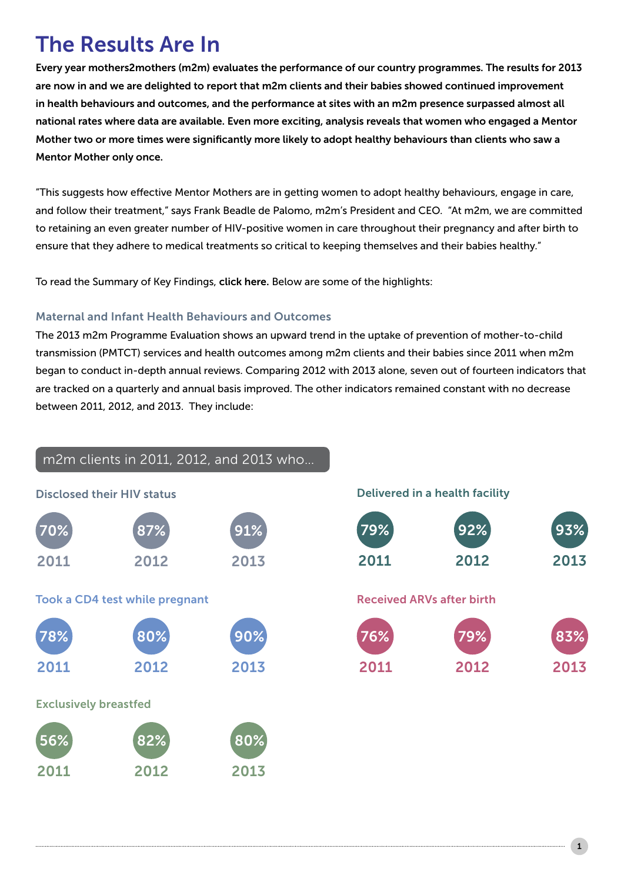# The Results Are In

**Every year mothers2mothers (m2m) evaluates the performance of our country programmes. The results for 2013 are now in and we are delighted to report that m2m clients and their babies showed continued improvement in health behaviours and outcomes, and the performance at sites with an m2m presence surpassed almost all national rates where data are available. Even more exciting, analysis reveals that women who engaged a Mentor Mother two or more times were significantly more likely to adopt healthy behaviours than clients who saw a Mentor Mother only once.**

"This suggests how effective Mentor Mothers are in getting women to adopt healthy behaviours, engage in care, and follow their treatment," says Frank Beadle de Palomo, m2m's President and CEO. "At m2m, we are committed to retaining an even greater number of HIV-positive women in care throughout their pregnancy and after birth to ensure that they adhere to medical treatments so critical to keeping themselves and their babies healthy."

To read the Summary of Key Findings, **click here.** Below are some of the highlights:

### Maternal and Infant Health Behaviours and Outcomes

The 2013 m2m Programme Evaluation shows an upward trend in the uptake of prevention of mother-to-child transmission (PMTCT) services and health outcomes among m2m clients and their babies since 2011 when m2m began to conduct in-depth annual reviews. Comparing 2012 with 2013 alone, seven out of fourteen indicators that are tracked on a quarterly and annual basis improved. The other indicators remained constant with no decrease between 2011, 2012, and 2013. They include:

**m2m clients in 2011, 2012, and 2013 who...**

| | 2011 | 2012 | 2013 |
|---|---|---|---|
| Disclosed their HIV status | 70% | 87% | 91% |
| Delivered in a health facility | 79% | 92% | 93% |
| Took a CD4 test while pregnant | 78% | 80% | 90% |
| Received ARVs after birth | 76% | 79% | 83% |
| Exclusively breastfed | 56% | 82% | 80% |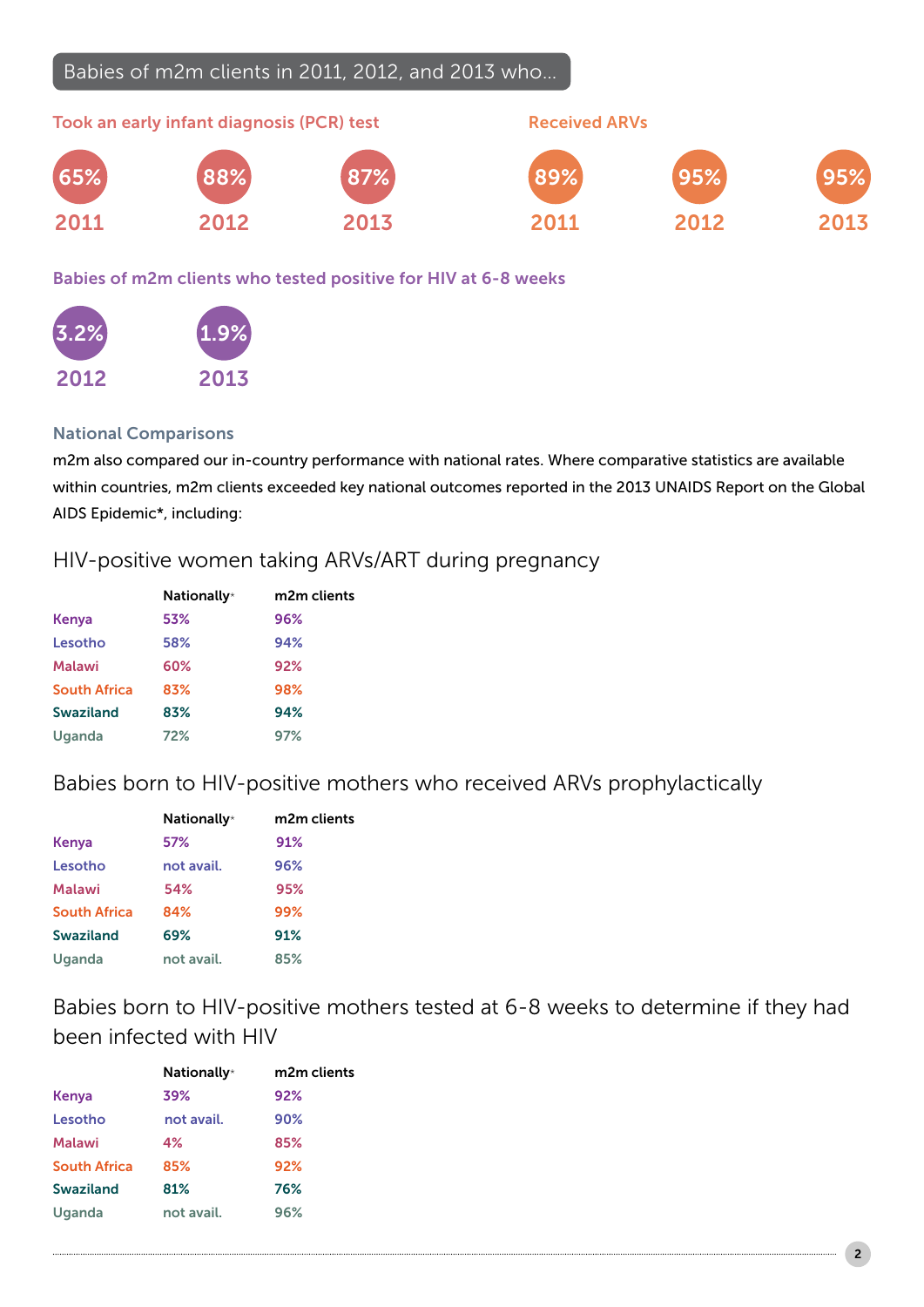## Babies of m2m clients in 2011, 2012, and 2013 who...

### Took an early infant diagnosis (PCR) test

| 2011 | 2012 | 2013 |
|---|---|---|
| 65% | 88% | 87% |

### Received ARVs

| 2011 | 2012 | 2013 |
|---|---|---|
| 89% | 95% | 95% |

### Babies of m2m clients who tested positive for HIV at 6-8 weeks

| 2012 | 2013 |
|---|---|
| 3.2% | 1.9% |

### National Comparisons

m2m also compared our in-country performance with national rates. Where comparative statistics are available within countries, m2m clients exceeded key national outcomes reported in the 2013 UNAIDS Report on the Global AIDS Epidemic*, including:

## HIV-positive women taking ARVs/ART during pregnancy

| | Nationally* | m2m clients |
|---|---|---|
| Kenya | 53% | 96% |
| Lesotho | 58% | 94% |
| Malawi | 60% | 92% |
| South Africa | 83% | 98% |
| Swaziland | 83% | 94% |
| Uganda | 72% | 97% |

## Babies born to HIV-positive mothers who received ARVs prophylactically

| | Nationally* | m2m clients |
|---|---|---|
| Kenya | 57% | 91% |
| Lesotho | not avail. | 96% |
| Malawi | 54% | 95% |
| South Africa | 84% | 99% |
| Swaziland | 69% | 91% |
| Uganda | not avail. | 85% |

## Babies born to HIV-positive mothers tested at 6-8 weeks to determine if they had been infected with HIV

| | Nationally* | m2m clients |
|---|---|---|
| Kenya | 39% | 92% |
| Lesotho | not avail. | 90% |
| Malawi | 4% | 85% |
| South Africa | 85% | 92% |
| Swaziland | 81% | 76% |
| Uganda | not avail. | 96% |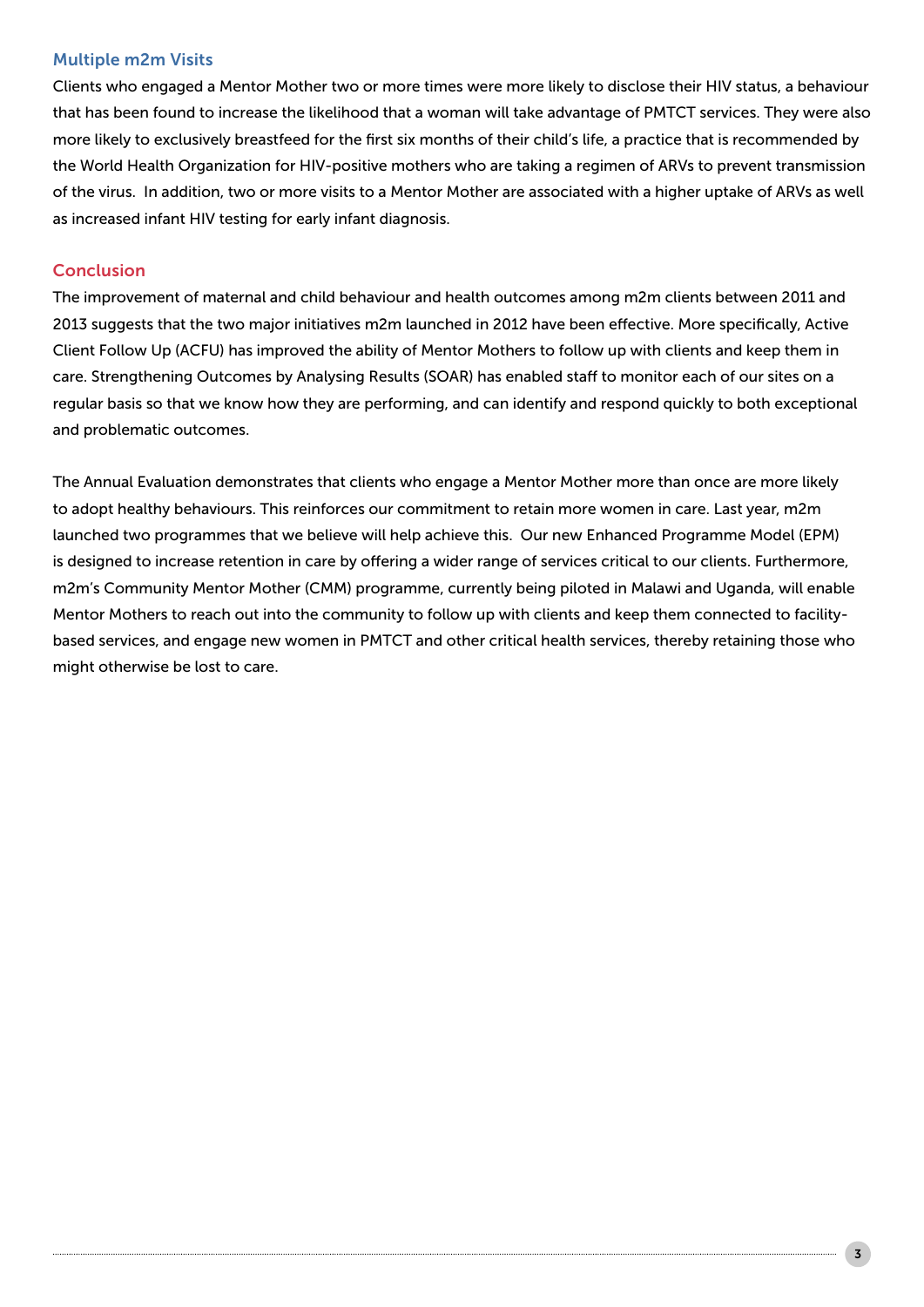### Multiple m2m Visits

Clients who engaged a Mentor Mother two or more times were more likely to disclose their HIV status, a behaviour that has been found to increase the likelihood that a woman will take advantage of PMTCT services. They were also more likely to exclusively breastfeed for the first six months of their child's life, a practice that is recommended by the World Health Organization for HIV-positive mothers who are taking a regimen of ARVs to prevent transmission of the virus.  In addition, two or more visits to a Mentor Mother are associated with a higher uptake of ARVs as well as increased infant HIV testing for early infant diagnosis.

### Conclusion

The improvement of maternal and child behaviour and health outcomes among m2m clients between 2011 and 2013 suggests that the two major initiatives m2m launched in 2012 have been effective. More specifically, Active Client Follow Up (ACFU) has improved the ability of Mentor Mothers to follow up with clients and keep them in care. Strengthening Outcomes by Analysing Results (SOAR) has enabled staff to monitor each of our sites on a regular basis so that we know how they are performing, and can identify and respond quickly to both exceptional and problematic outcomes.

The Annual Evaluation demonstrates that clients who engage a Mentor Mother more than once are more likely to adopt healthy behaviours. This reinforces our commitment to retain more women in care. Last year, m2m launched two programmes that we believe will help achieve this.  Our new Enhanced Programme Model (EPM) is designed to increase retention in care by offering a wider range of services critical to our clients. Furthermore, m2m's Community Mentor Mother (CMM) programme, currently being piloted in Malawi and Uganda, will enable Mentor Mothers to reach out into the community to follow up with clients and keep them connected to facility-based services, and engage new women in PMTCT and other critical health services, thereby retaining those who might otherwise be lost to care.